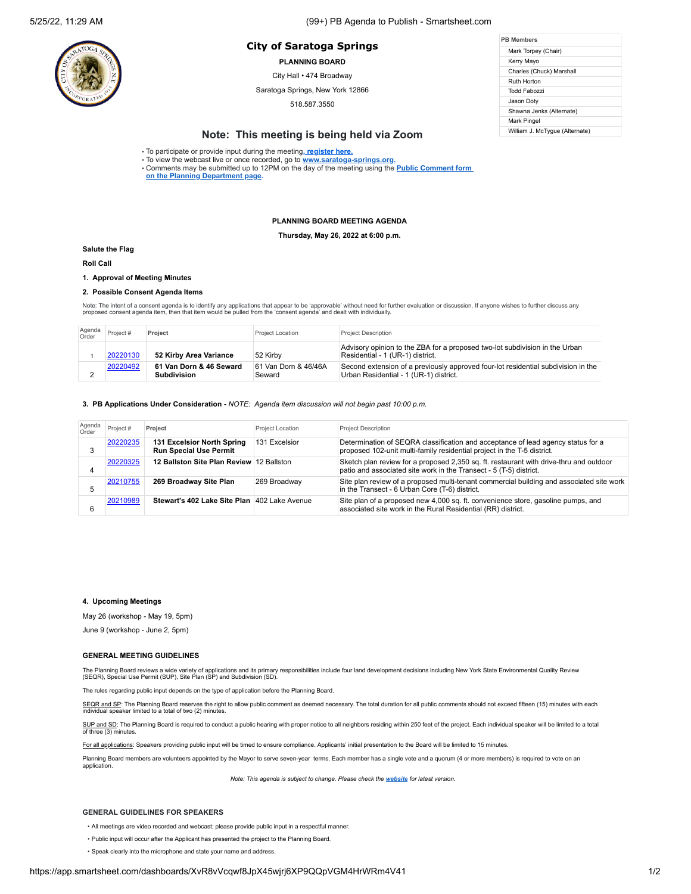# City of Saratoga Springs

**PLANNING BOARD**

City Hall • 474 Broadway

Saratoga Springs, New York 12866

518.587.3550

| PB Members |
|---|
| Mark Torpey (Chair) |
| Kerry Mayo |
| Charles (Chuck) Marshall |
| Ruth Horton |
| Todd Fabozzi |
| Jason Doty |
| Shawna Jenks (Alternate) |
| Mark Pingel |
| William J. McTygue (Alternate) |

## Note: This meeting is being held via Zoom

- To participate or provide input during the meeting, **register here.**
- To view the webcast live or once recorded, go to **www.saratoga-springs.org.**
- Comments may be submitted up to 12PM on the day of the meeting using the **Public Comment form on the Planning Department page.**

**PLANNING BOARD MEETING AGENDA**

**Thursday, May 26, 2022 at 6:00 p.m.**

**Salute the Flag**

**Roll Call**

**1. Approval of Meeting Minutes**

**2. Possible Consent Agenda Items**

Note: The intent of a consent agenda is to identify any applications that appear to be 'approvable' without need for further evaluation or discussion. If anyone wishes to further discuss any proposed consent agenda item, then that item would be pulled from the 'consent agenda' and dealt with individually.

| Agenda Order | Project # | Project | Project Location | Project Description |
|---|---|---|---|---|
| 1 | 20220130 | **52 Kirby Area Variance** | 52 Kirby | Advisory opinion to the ZBA for a proposed two-lot subdivision in the Urban Residential - 1 (UR-1) district. |
| 2 | 20220492 | **61 Van Dorn & 46 Seward Subdivision** | 61 Van Dorn & 46/46A Seward | Second extension of a previously approved four-lot residential subdivision in the Urban Residential - 1 (UR-1) district. |

**3. PB Applications Under Consideration -** *NOTE: Agenda item discussion will not begin past 10:00 p.m.*

| Agenda Order | Project # | Project | Project Location | Project Description |
|---|---|---|---|---|
| 3 | 20220235 | **131 Excelsior North Spring Run Special Use Permit** | 131 Excelsior | Determination of SEQRA classification and acceptance of lead agency status for a proposed 102-unit multi-family residential project in the T-5 district. |
| 4 | 20220325 | **12 Ballston Site Plan Review** | 12 Ballston | Sketch plan review for a proposed 2,350 sq. ft. restaurant with drive-thru and outdoor patio and associated site work in the Transect - 5 (T-5) district. |
| 5 | 20210755 | **269 Broadway Site Plan** | 269 Broadway | Site plan review of a proposed multi-tenant commercial building and associated site work in the Transect - 6 Urban Core (T-6) district. |
| 6 | 20210989 | **Stewart's 402 Lake Site Plan** | 402 Lake Avenue | Site plan of a proposed new 4,000 sq. ft. convenience store, gasoline pumps, and associated site work in the Rural Residential (RR) district. |

**4. Upcoming Meetings**

May 26 (workshop - May 19, 5pm)

June 9 (workshop - June 2, 5pm)

### GENERAL MEETING GUIDELINES

The Planning Board reviews a wide variety of applications and its primary responsibilities include four land development decisions including New York State Environmental Quality Review (SEQR), Special Use Permit (SUP), Site Plan (SP) and Subdivision (SD).

The rules regarding public input depends on the type of application before the Planning Board.

SEQR and SP: The Planning Board reserves the right to allow public comment as deemed necessary. The total duration for all public comments should not exceed fifteen (15) minutes with each individual speaker limited to a total of two (2) minutes.

SUP and SD: The Planning Board is required to conduct a public hearing with proper notice to all neighbors residing within 250 feet of the project. Each individual speaker will be limited to a total of three (3) minutes.

For all applications: Speakers providing public input will be timed to ensure compliance. Applicants' initial presentation to the Board will be limited to 15 minutes.

Planning Board members are volunteers appointed by the Mayor to serve seven-year terms. Each member has a single vote and a quorum (4 or more members) is required to vote on an application.

*Note: This agenda is subject to change. Please check the **website** for latest version.*

### GENERAL GUIDELINES FOR SPEAKERS

- All meetings are video recorded and webcast; please provide public input in a respectful manner.
- Public input will occur after the Applicant has presented the project to the Planning Board.
- Speak clearly into the microphone and state your name and address.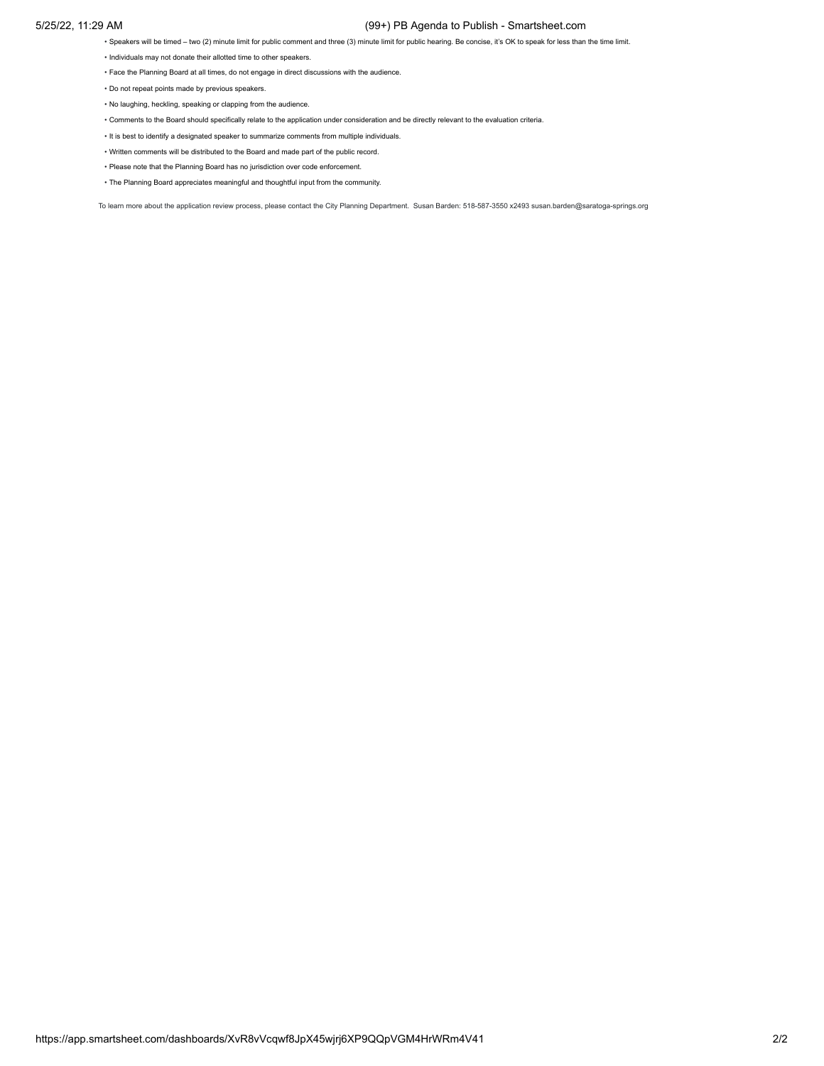- Speakers will be timed – two (2) minute limit for public comment and three (3) minute limit for public hearing. Be concise, it's OK to speak for less than the time limit.
- Individuals may not donate their allotted time to other speakers.
- Face the Planning Board at all times, do not engage in direct discussions with the audience.
- Do not repeat points made by previous speakers.
- No laughing, heckling, speaking or clapping from the audience.
- Comments to the Board should specifically relate to the application under consideration and be directly relevant to the evaluation criteria.
- It is best to identify a designated speaker to summarize comments from multiple individuals.
- Written comments will be distributed to the Board and made part of the public record.
- Please note that the Planning Board has no jurisdiction over code enforcement.
- The Planning Board appreciates meaningful and thoughtful input from the community.

To learn more about the application review process, please contact the City Planning Department. Susan Barden: 518-587-3550 x2493 susan.barden@saratoga-springs.org